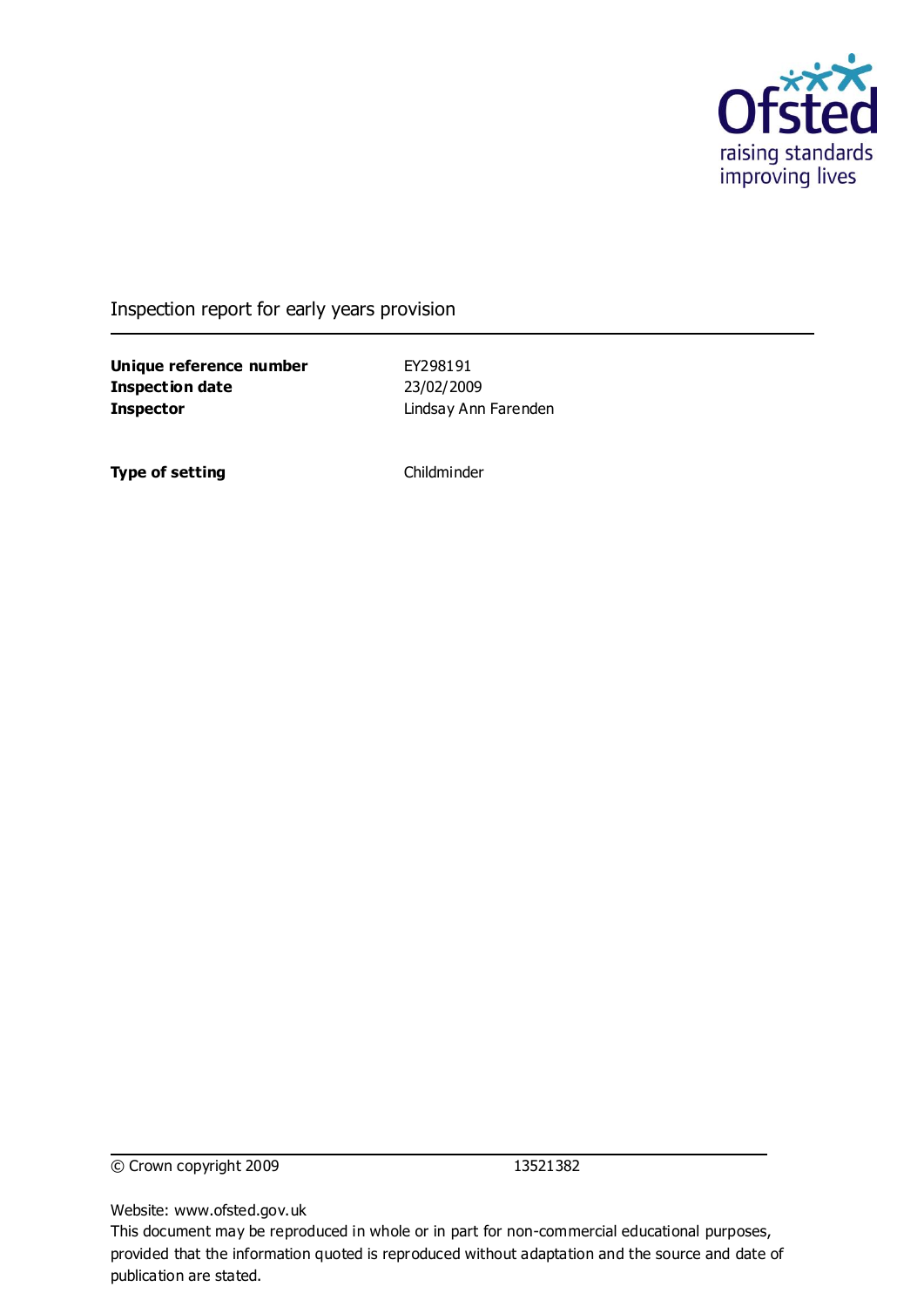Ofsted
raising standards
improving lives

Inspection report for early years provision

| | |
|---|---|
| **Unique reference number** | EY298191 |
| **Inspection date** | 23/02/2009 |
| **Inspector** | Lindsay Ann Farenden |

| | |
|---|---|
| **Type of setting** | Childminder |

© Crown copyright 2009 13521382

Website: www.ofsted.gov.uk

This document may be reproduced in whole or in part for non-commercial educational purposes, provided that the information quoted is reproduced without adaptation and the source and date of publication are stated.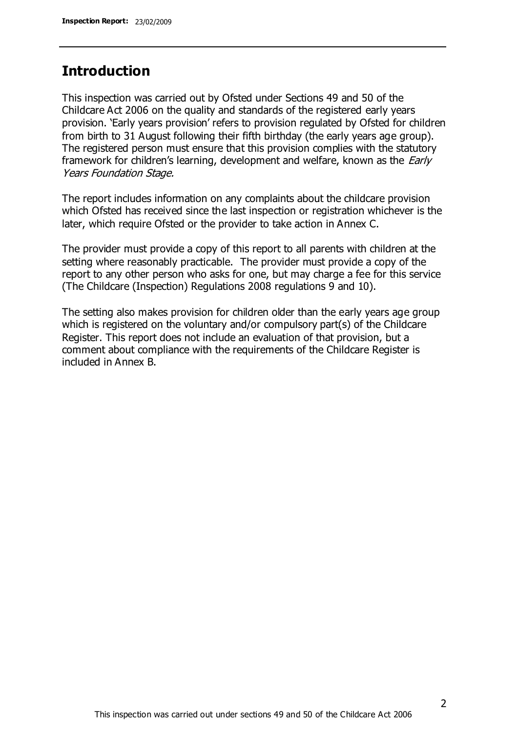## Introduction

This inspection was carried out by Ofsted under Sections 49 and 50 of the Childcare Act 2006 on the quality and standards of the registered early years provision. 'Early years provision' refers to provision regulated by Ofsted for children from birth to 31 August following their fifth birthday (the early years age group). The registered person must ensure that this provision complies with the statutory framework for children's learning, development and welfare, known as the *Early Years Foundation Stage.*

The report includes information on any complaints about the childcare provision which Ofsted has received since the last inspection or registration whichever is the later, which require Ofsted or the provider to take action in Annex C.

The provider must provide a copy of this report to all parents with children at the setting where reasonably practicable. The provider must provide a copy of the report to any other person who asks for one, but may charge a fee for this service (The Childcare (Inspection) Regulations 2008 regulations 9 and 10).

The setting also makes provision for children older than the early years age group which is registered on the voluntary and/or compulsory part(s) of the Childcare Register. This report does not include an evaluation of that provision, but a comment about compliance with the requirements of the Childcare Register is included in Annex B.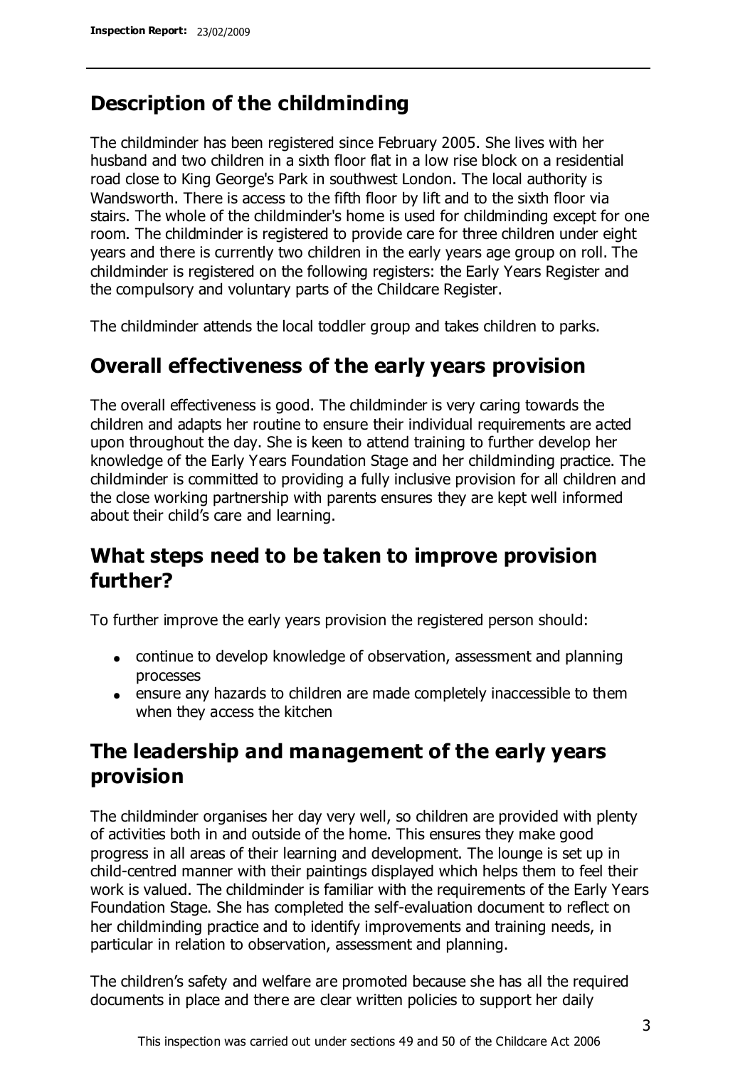## Description of the childminding

The childminder has been registered since February 2005. She lives with her husband and two children in a sixth floor flat in a low rise block on a residential road close to King George's Park in southwest London. The local authority is Wandsworth. There is access to the fifth floor by lift and to the sixth floor via stairs. The whole of the childminder's home is used for childminding except for one room. The childminder is registered to provide care for three children under eight years and there is currently two children in the early years age group on roll. The childminder is registered on the following registers: the Early Years Register and the compulsory and voluntary parts of the Childcare Register.

The childminder attends the local toddler group and takes children to parks.

## Overall effectiveness of the early years provision

The overall effectiveness is good. The childminder is very caring towards the children and adapts her routine to ensure their individual requirements are acted upon throughout the day. She is keen to attend training to further develop her knowledge of the Early Years Foundation Stage and her childminding practice. The childminder is committed to providing a fully inclusive provision for all children and the close working partnership with parents ensures they are kept well informed about their child's care and learning.

## What steps need to be taken to improve provision further?

To further improve the early years provision the registered person should:

- continue to develop knowledge of observation, assessment and planning processes
- ensure any hazards to children are made completely inaccessible to them when they access the kitchen

## The leadership and management of the early years provision

The childminder organises her day very well, so children are provided with plenty of activities both in and outside of the home. This ensures they make good progress in all areas of their learning and development. The lounge is set up in child-centred manner with their paintings displayed which helps them to feel their work is valued. The childminder is familiar with the requirements of the Early Years Foundation Stage. She has completed the self-evaluation document to reflect on her childminding practice and to identify improvements and training needs, in particular in relation to observation, assessment and planning.

The children's safety and welfare are promoted because she has all the required documents in place and there are clear written policies to support her daily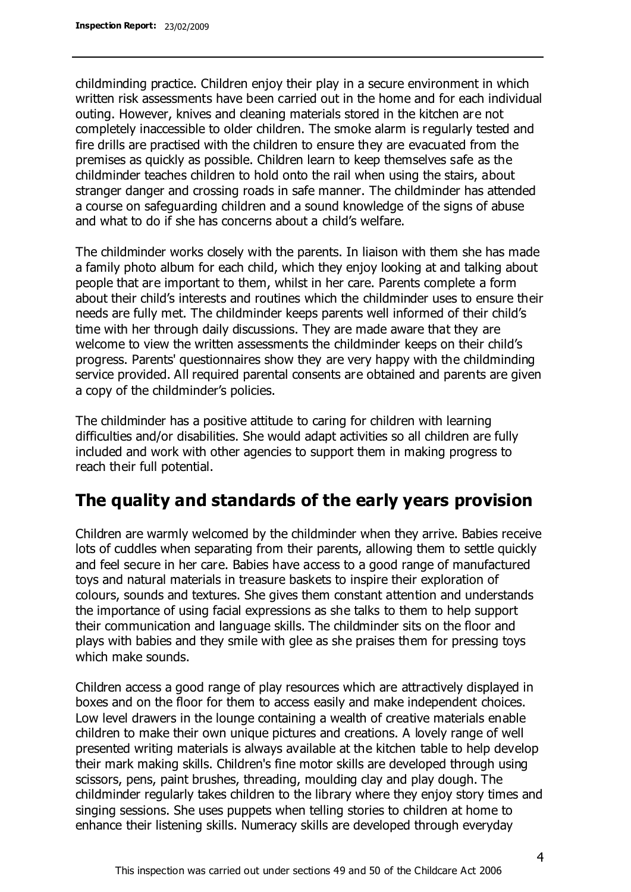childminding practice. Children enjoy their play in a secure environment in which written risk assessments have been carried out in the home and for each individual outing. However, knives and cleaning materials stored in the kitchen are not completely inaccessible to older children. The smoke alarm is regularly tested and fire drills are practised with the children to ensure they are evacuated from the premises as quickly as possible. Children learn to keep themselves safe as the childminder teaches children to hold onto the rail when using the stairs, about stranger danger and crossing roads in safe manner. The childminder has attended a course on safeguarding children and a sound knowledge of the signs of abuse and what to do if she has concerns about a child's welfare.

The childminder works closely with the parents. In liaison with them she has made a family photo album for each child, which they enjoy looking at and talking about people that are important to them, whilst in her care. Parents complete a form about their child's interests and routines which the childminder uses to ensure their needs are fully met. The childminder keeps parents well informed of their child's time with her through daily discussions. They are made aware that they are welcome to view the written assessments the childminder keeps on their child's progress. Parents' questionnaires show they are very happy with the childminding service provided. All required parental consents are obtained and parents are given a copy of the childminder's policies.

The childminder has a positive attitude to caring for children with learning difficulties and/or disabilities. She would adapt activities so all children are fully included and work with other agencies to support them in making progress to reach their full potential.

## The quality and standards of the early years provision

Children are warmly welcomed by the childminder when they arrive. Babies receive lots of cuddles when separating from their parents, allowing them to settle quickly and feel secure in her care. Babies have access to a good range of manufactured toys and natural materials in treasure baskets to inspire their exploration of colours, sounds and textures. She gives them constant attention and understands the importance of using facial expressions as she talks to them to help support their communication and language skills. The childminder sits on the floor and plays with babies and they smile with glee as she praises them for pressing toys which make sounds.

Children access a good range of play resources which are attractively displayed in boxes and on the floor for them to access easily and make independent choices. Low level drawers in the lounge containing a wealth of creative materials enable children to make their own unique pictures and creations. A lovely range of well presented writing materials is always available at the kitchen table to help develop their mark making skills. Children's fine motor skills are developed through using scissors, pens, paint brushes, threading, moulding clay and play dough. The childminder regularly takes children to the library where they enjoy story times and singing sessions. She uses puppets when telling stories to children at home to enhance their listening skills. Numeracy skills are developed through everyday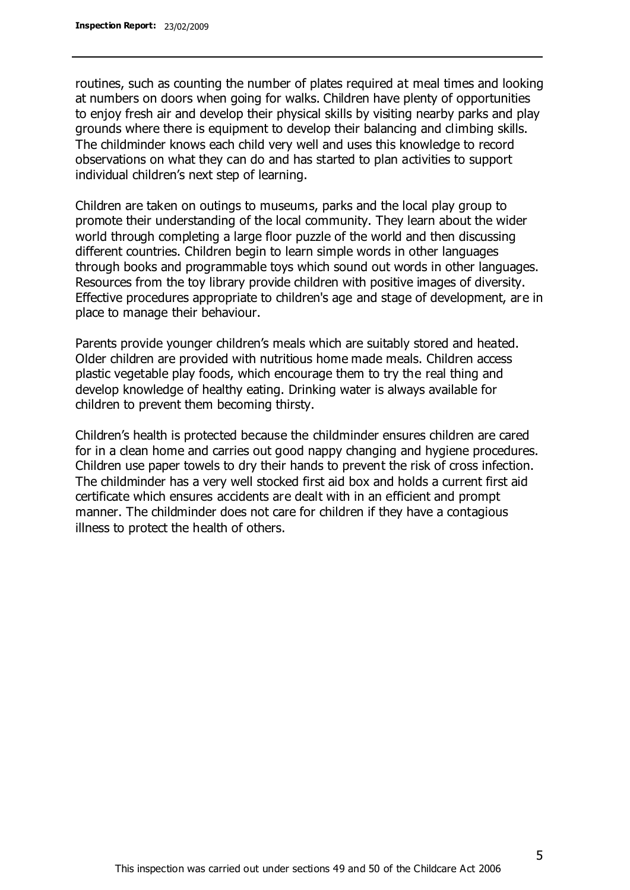routines, such as counting the number of plates required at meal times and looking at numbers on doors when going for walks. Children have plenty of opportunities to enjoy fresh air and develop their physical skills by visiting nearby parks and play grounds where there is equipment to develop their balancing and climbing skills. The childminder knows each child very well and uses this knowledge to record observations on what they can do and has started to plan activities to support individual children's next step of learning.

Children are taken on outings to museums, parks and the local play group to promote their understanding of the local community. They learn about the wider world through completing a large floor puzzle of the world and then discussing different countries. Children begin to learn simple words in other languages through books and programmable toys which sound out words in other languages. Resources from the toy library provide children with positive images of diversity. Effective procedures appropriate to children's age and stage of development, are in place to manage their behaviour.

Parents provide younger children's meals which are suitably stored and heated. Older children are provided with nutritious home made meals. Children access plastic vegetable play foods, which encourage them to try the real thing and develop knowledge of healthy eating. Drinking water is always available for children to prevent them becoming thirsty.

Children's health is protected because the childminder ensures children are cared for in a clean home and carries out good nappy changing and hygiene procedures. Children use paper towels to dry their hands to prevent the risk of cross infection. The childminder has a very well stocked first aid box and holds a current first aid certificate which ensures accidents are dealt with in an efficient and prompt manner. The childminder does not care for children if they have a contagious illness to protect the health of others.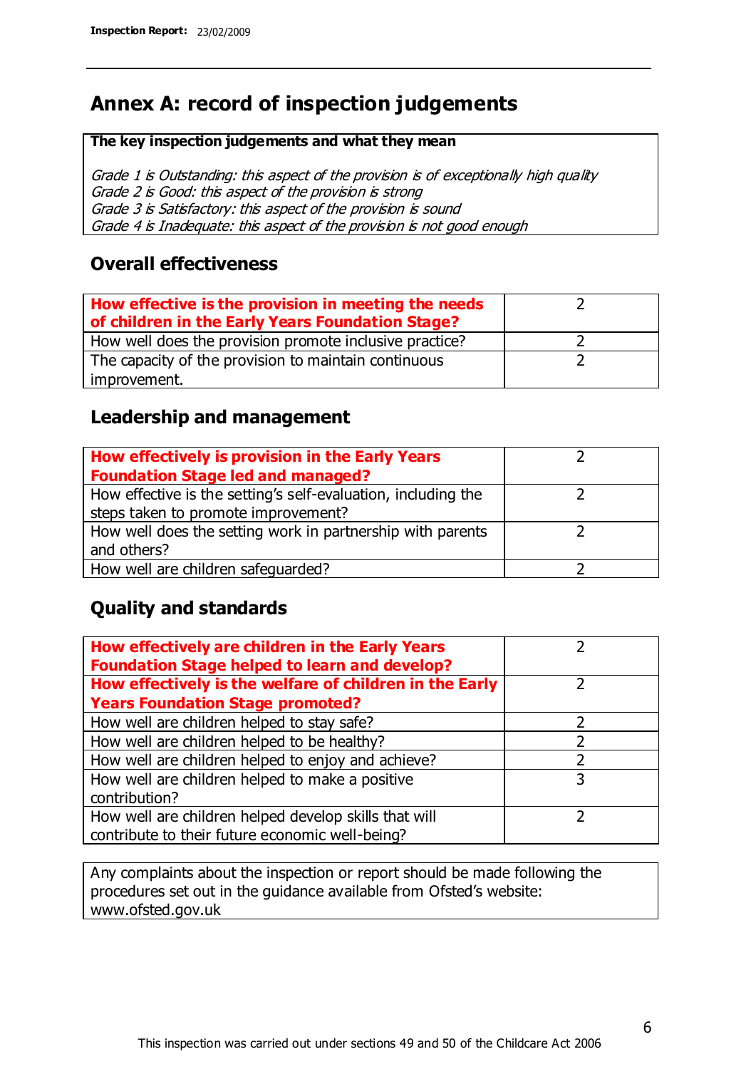# Annex A: record of inspection judgements

**The key inspection judgements and what they mean**

*Grade 1 is Outstanding: this aspect of the provision is of exceptionally high quality*
*Grade 2 is Good: this aspect of the provision is strong*
*Grade 3 is Satisfactory: this aspect of the provision is sound*
*Grade 4 is Inadequate: this aspect of the provision is not good enough*

## Overall effectiveness

| | |
|---|---|
| **How effective is the provision in meeting the needs of children in the Early Years Foundation Stage?** | 2 |
| How well does the provision promote inclusive practice? | 2 |
| The capacity of the provision to maintain continuous improvement. | 2 |

## Leadership and management

| | |
|---|---|
| **How effectively is provision in the Early Years Foundation Stage led and managed?** | 2 |
| How effective is the setting's self-evaluation, including the steps taken to promote improvement? | 2 |
| How well does the setting work in partnership with parents and others? | 2 |
| How well are children safeguarded? | 2 |

## Quality and standards

| | |
|---|---|
| **How effectively are children in the Early Years Foundation Stage helped to learn and develop?** | 2 |
| **How effectively is the welfare of children in the Early Years Foundation Stage promoted?** | 2 |
| How well are children helped to stay safe? | 2 |
| How well are children helped to be healthy? | 2 |
| How well are children helped to enjoy and achieve? | 2 |
| How well are children helped to make a positive contribution? | 3 |
| How well are children helped develop skills that will contribute to their future economic well-being? | 2 |

Any complaints about the inspection or report should be made following the procedures set out in the guidance available from Ofsted's website: www.ofsted.gov.uk

This inspection was carried out under sections 49 and 50 of the Childcare Act 2006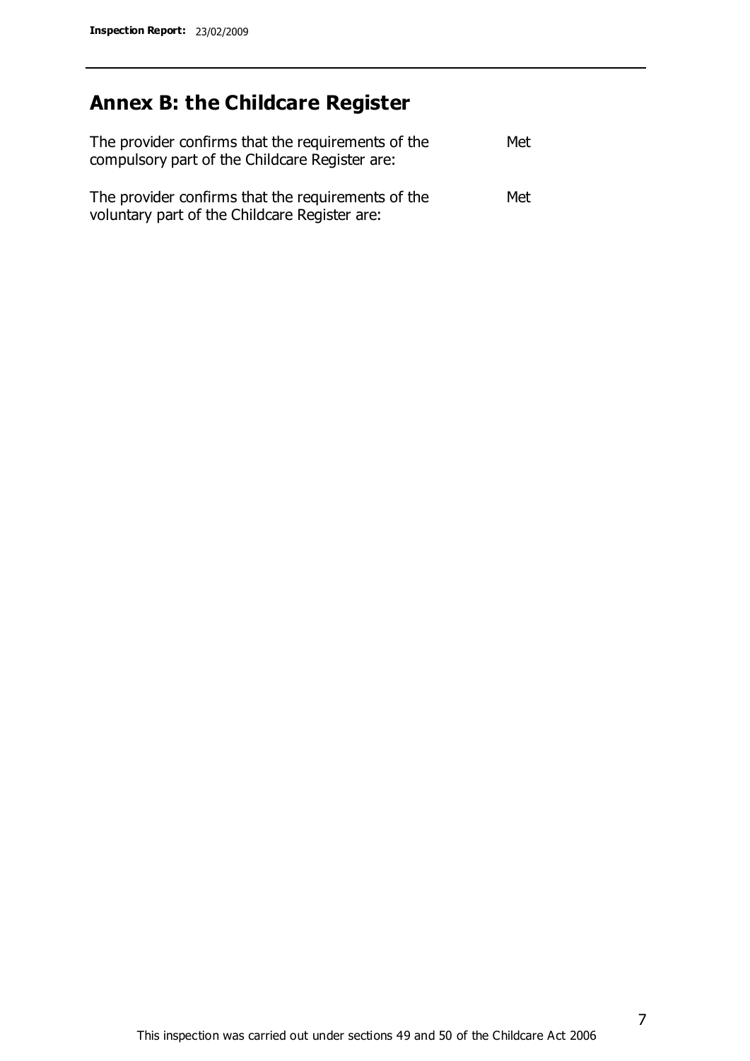## Annex B: the Childcare Register

| | |
|---|---|
| The provider confirms that the requirements of the compulsory part of the Childcare Register are: | Met |
| The provider confirms that the requirements of the voluntary part of the Childcare Register are: | Met |

This inspection was carried out under sections 49 and 50 of the Childcare Act 2006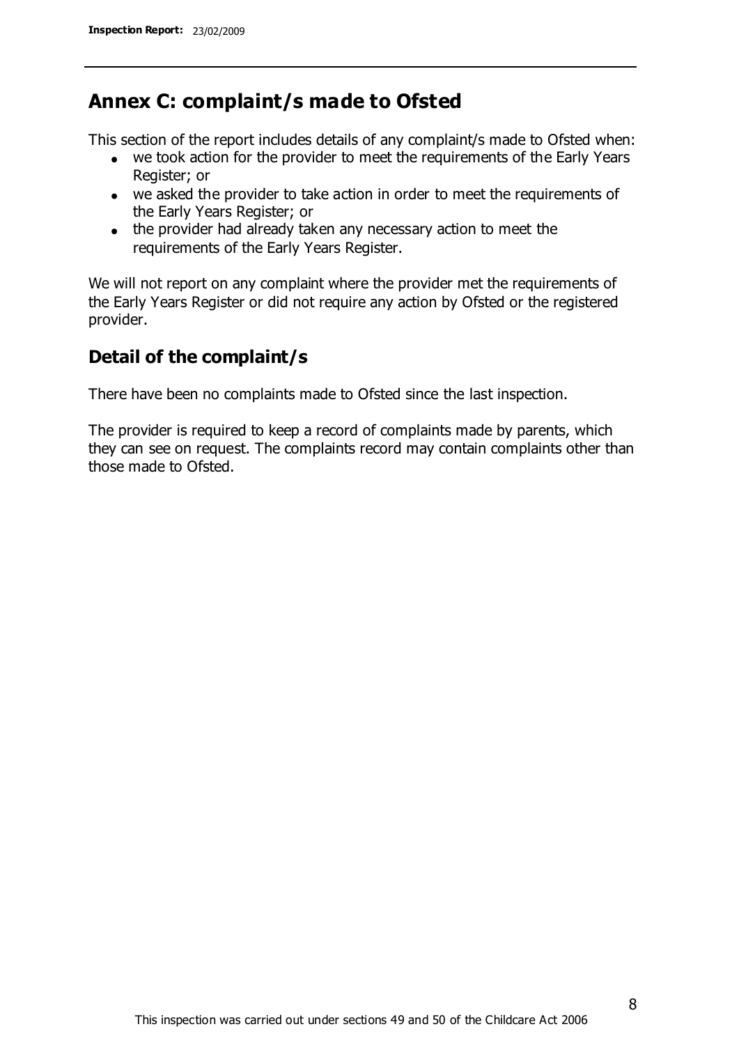## Annex C: complaint/s made to Ofsted

This section of the report includes details of any complaint/s made to Ofsted when:

- we took action for the provider to meet the requirements of the Early Years Register; or
- we asked the provider to take action in order to meet the requirements of the Early Years Register; or
- the provider had already taken any necessary action to meet the requirements of the Early Years Register.

We will not report on any complaint where the provider met the requirements of the Early Years Register or did not require any action by Ofsted or the registered provider.

### Detail of the complaint/s

There have been no complaints made to Ofsted since the last inspection.

The provider is required to keep a record of complaints made by parents, which they can see on request. The complaints record may contain complaints other than those made to Ofsted.